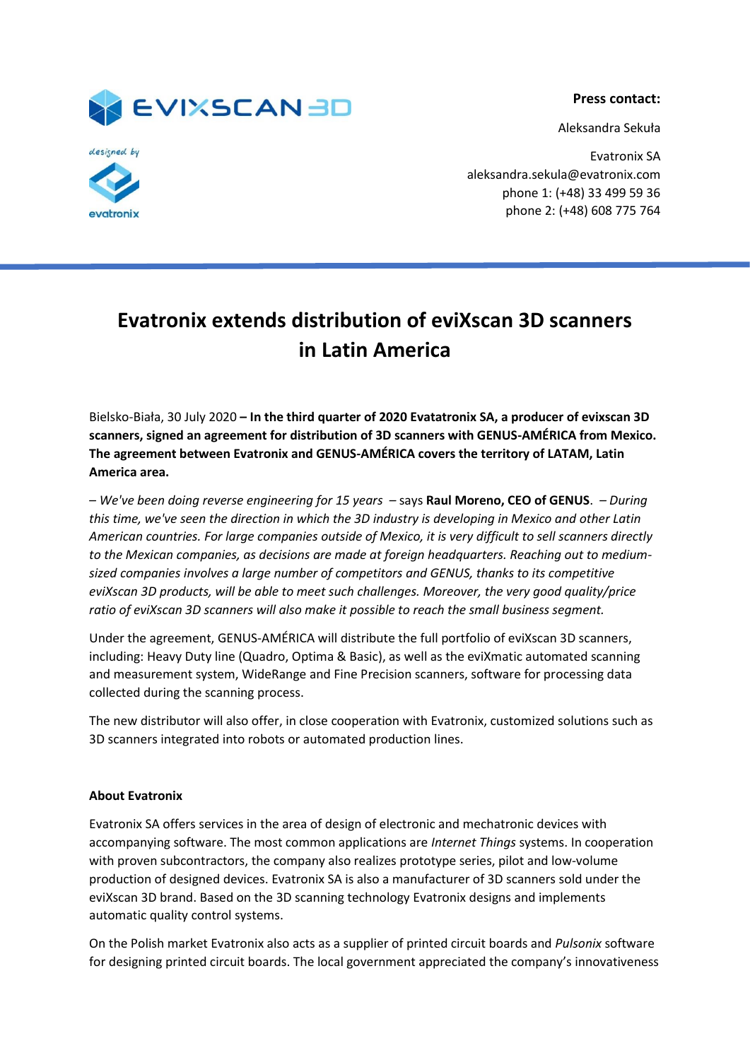**Press contact:**

Aleksandra Sekuła

Evatronix SA
aleksandra.sekula@evatronix.com
phone 1: (+48) 33 499 59 36
phone 2: (+48) 608 775 764

# Evatronix extends distribution of eviXscan 3D scanners in Latin America

Bielsko-Biała, 30 July 2020 **– In the third quarter of 2020 Evatatronix SA, a producer of evixscan 3D scanners, signed an agreement for distribution of 3D scanners with GENUS-AMÉRICA from Mexico. The agreement between Evatronix and GENUS-AMÉRICA covers the territory of LATAM, Latin America area.**

– *We've been doing reverse engineering for 15 years* – says **Raul Moreno, CEO of GENUS**. – *During this time, we've seen the direction in which the 3D industry is developing in Mexico and other Latin American countries. For large companies outside of Mexico, it is very difficult to sell scanners directly to the Mexican companies, as decisions are made at foreign headquarters. Reaching out to medium-sized companies involves a large number of competitors and GENUS, thanks to its competitive eviXscan 3D products, will be able to meet such challenges. Moreover, the very good quality/price ratio of eviXscan 3D scanners will also make it possible to reach the small business segment.*

Under the agreement, GENUS-AMÉRICA will distribute the full portfolio of eviXscan 3D scanners, including: Heavy Duty line (Quadro, Optima & Basic), as well as the eviXmatic automated scanning and measurement system, WideRange and Fine Precision scanners, software for processing data collected during the scanning process.

The new distributor will also offer, in close cooperation with Evatronix, customized solutions such as 3D scanners integrated into robots or automated production lines.

**About Evatronix**

Evatronix SA offers services in the area of design of electronic and mechatronic devices with accompanying software. The most common applications are *Internet Things* systems. In cooperation with proven subcontractors, the company also realizes prototype series, pilot and low-volume production of designed devices. Evatronix SA is also a manufacturer of 3D scanners sold under the eviXscan 3D brand. Based on the 3D scanning technology Evatronix designs and implements automatic quality control systems.

On the Polish market Evatronix also acts as a supplier of printed circuit boards and *Pulsonix* software for designing printed circuit boards. The local government appreciated the company's innovativeness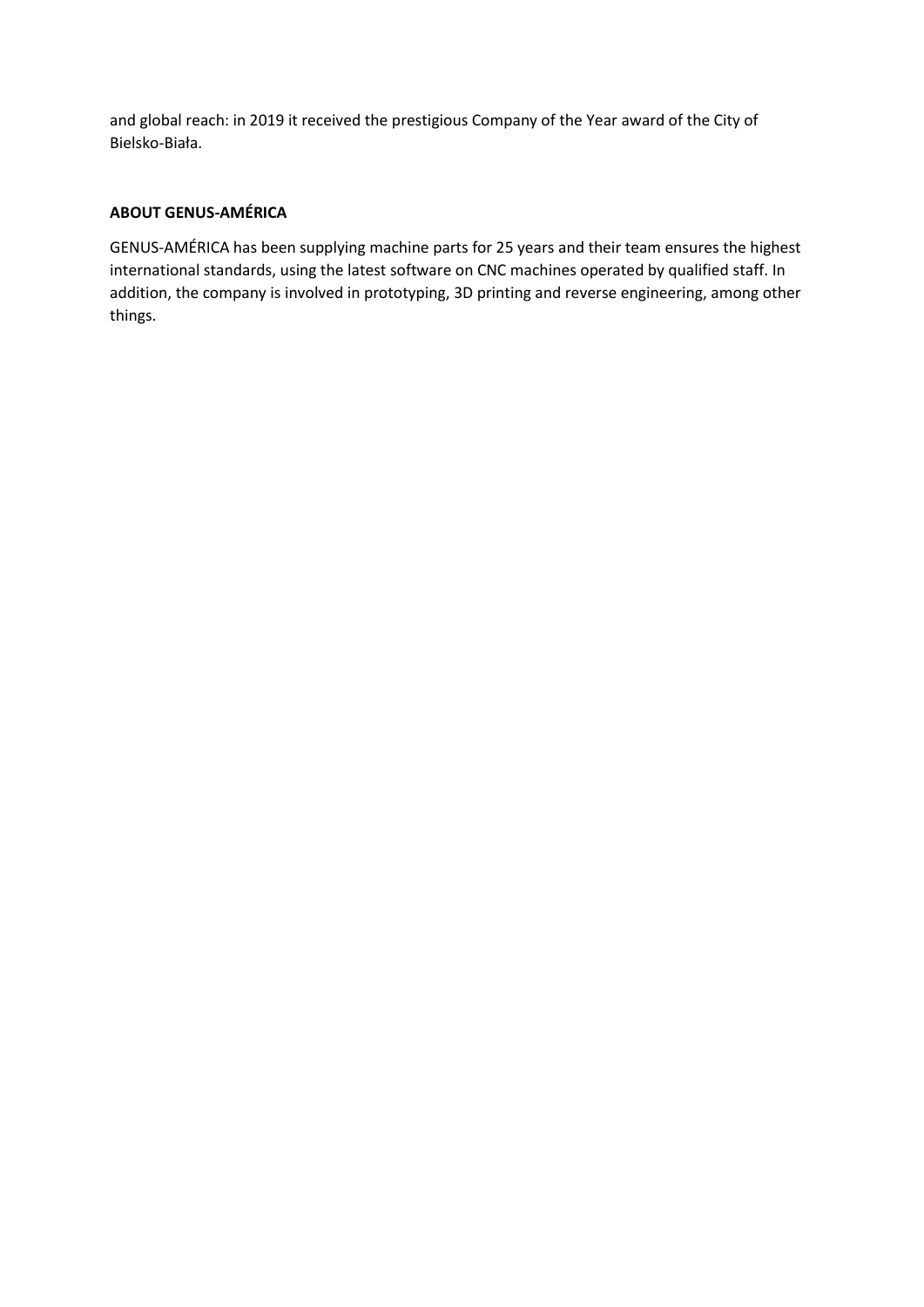and global reach: in 2019 it received the prestigious Company of the Year award of the City of Bielsko-Biała.

**ABOUT GENUS-AMÉRICA**

GENUS-AMÉRICA has been supplying machine parts for 25 years and their team ensures the highest international standards, using the latest software on CNC machines operated by qualified staff. In addition, the company is involved in prototyping, 3D printing and reverse engineering, among other things.